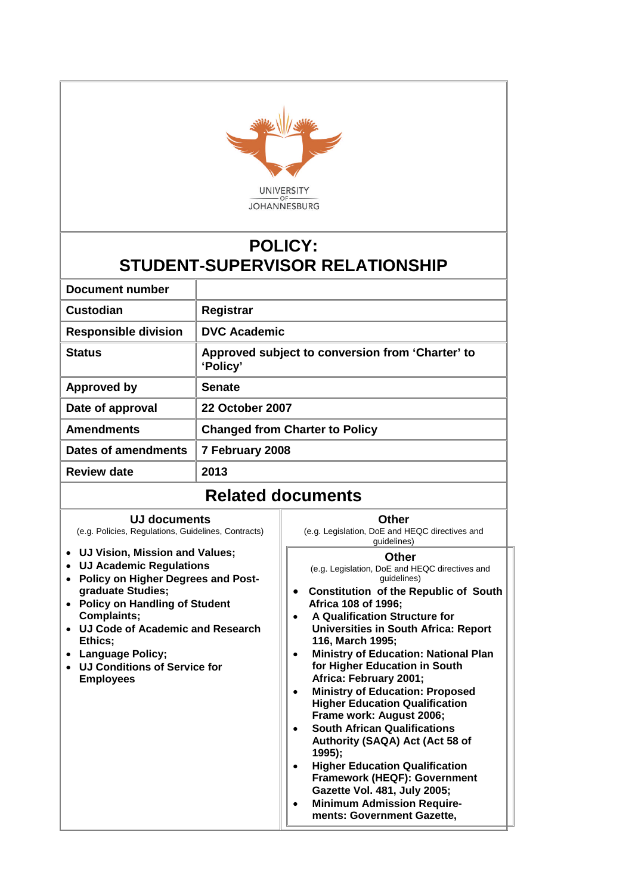UNIVERSITY OF JOHANNESBURG

# POLICY: STUDENT-SUPERVISOR RELATIONSHIP

| | |
|---|---|
| **Document number** | |
| **Custodian** | **Registrar** |
| **Responsible division** | **DVC Academic** |
| **Status** | **Approved subject to conversion from 'Charter' to 'Policy'** |
| **Approved by** | **Senate** |
| **Date of approval** | **22 October 2007** |
| **Amendments** | **Changed from Charter to Policy** |
| **Dates of amendments** | **7 February 2008** |
| **Review date** | **2013** |

## Related documents

### UJ documents

(e.g. Policies, Regulations, Guidelines, Contracts)

- **UJ Vision, Mission and Values;**
- **UJ Academic Regulations**
- **Policy on Higher Degrees and Post-graduate Studies;**
- **Policy on Handling of Student Complaints;**
- **UJ Code of Academic and Research Ethics;**
- **Language Policy;**
- **UJ Conditions of Service for Employees**

### Other

(e.g. Legislation, DoE and HEQC directives and guidelines)

### Other

(e.g. Legislation, DoE and HEQC directives and guidelines)

- **Constitution of the Republic of South Africa 108 of 1996;**
- **A Qualification Structure for Universities in South Africa: Report 116, March 1995;**
- **Ministry of Education: National Plan for Higher Education in South Africa: February 2001;**
- **Ministry of Education: Proposed Higher Education Qualification Frame work: August 2006;**
- **South African Qualifications Authority (SAQA) Act (Act 58 of 1995);**
- **Higher Education Qualification Framework (HEQF): Government Gazette Vol. 481, July 2005;**
- **Minimum Admission Require-ments: Government Gazette,**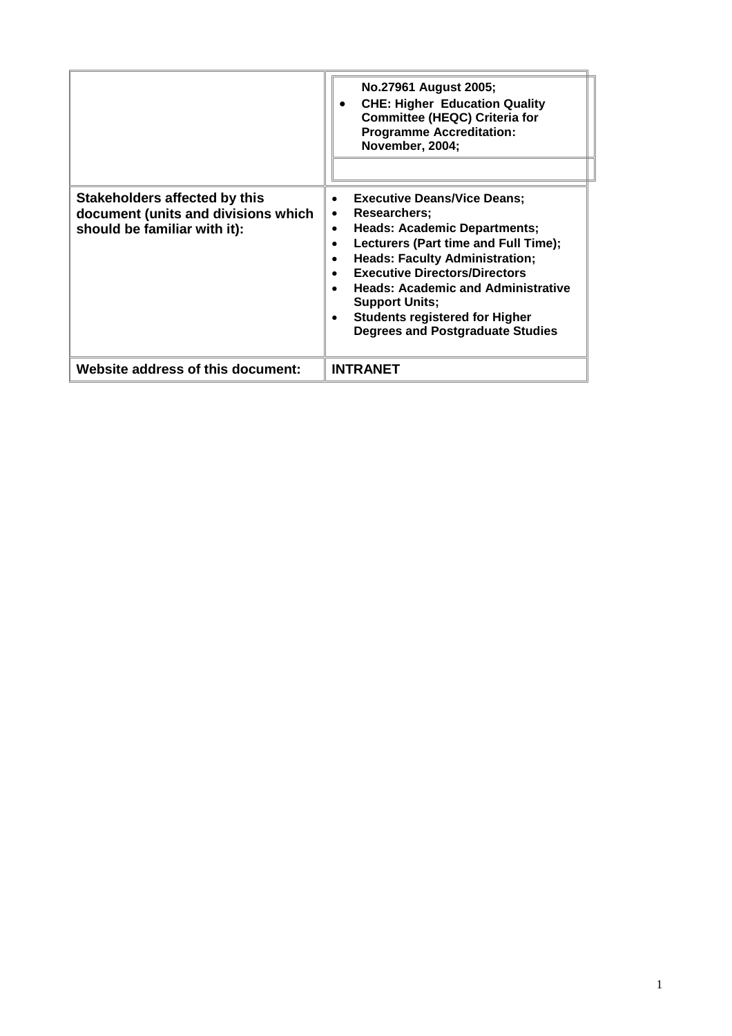| | |
|---|---|
| | No.27961 August 2005;<br>• CHE: Higher Education Quality Committee (HEQC) Criteria for Programme Accreditation: November, 2004; |
| **Stakeholders affected by this document (units and divisions which should be familiar with it):** | • Executive Deans/Vice Deans;<br>• Researchers;<br>• Heads: Academic Departments;<br>• Lecturers (Part time and Full Time);<br>• Heads: Faculty Administration;<br>• Executive Directors/Directors<br>• Heads: Academic and Administrative Support Units;<br>• Students registered for Higher Degrees and Postgraduate Studies |
| **Website address of this document:** | **INTRANET** |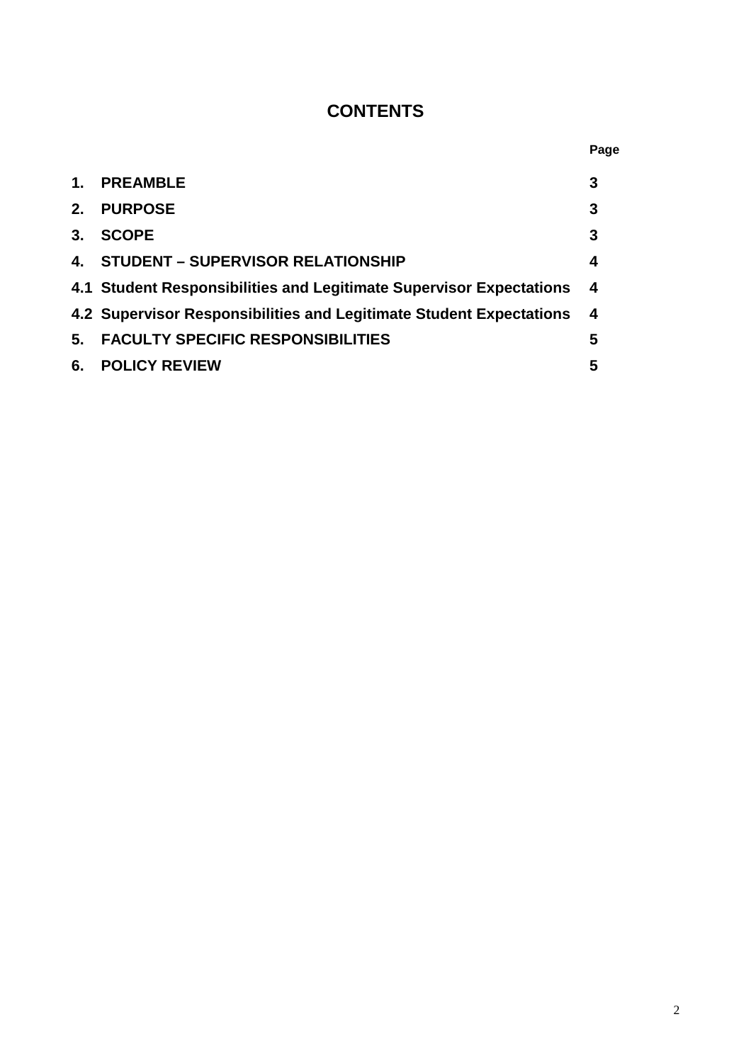## CONTENTS

| | | Page |
|---|---|---|
| 1. | PREAMBLE | 3 |
| 2. | PURPOSE | 3 |
| 3. | SCOPE | 3 |
| 4. | STUDENT – SUPERVISOR RELATIONSHIP | 4 |
| 4.1 | Student Responsibilities and Legitimate Supervisor Expectations | 4 |
| 4.2 | Supervisor Responsibilities and Legitimate Student Expectations | 4 |
| 5. | FACULTY SPECIFIC RESPONSIBILITIES | 5 |
| 6. | POLICY REVIEW | 5 |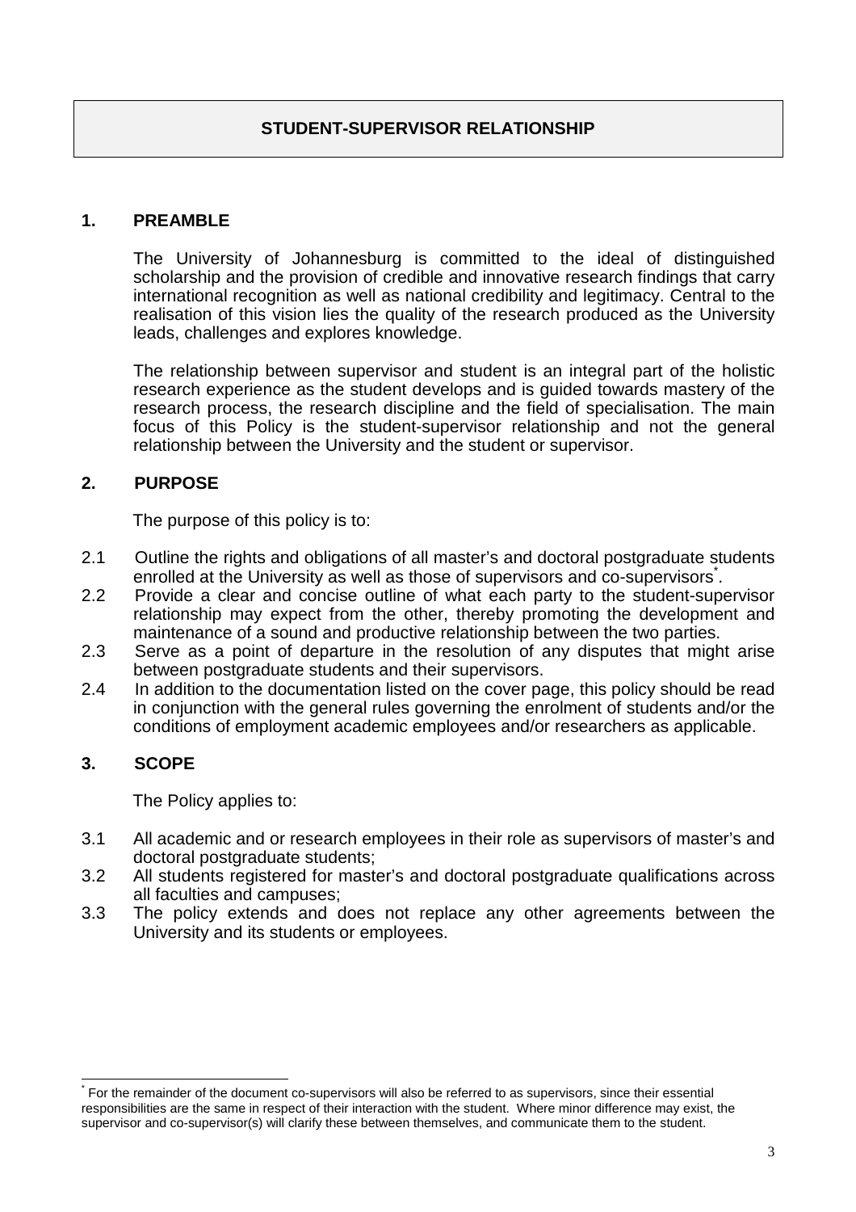# STUDENT-SUPERVISOR RELATIONSHIP

## 1. PREAMBLE

The University of Johannesburg is committed to the ideal of distinguished scholarship and the provision of credible and innovative research findings that carry international recognition as well as national credibility and legitimacy. Central to the realisation of this vision lies the quality of the research produced as the University leads, challenges and explores knowledge.

The relationship between supervisor and student is an integral part of the holistic research experience as the student develops and is guided towards mastery of the research process, the research discipline and the field of specialisation. The main focus of this Policy is the student-supervisor relationship and not the general relationship between the University and the student or supervisor.

## 2. PURPOSE

The purpose of this policy is to:

2.1 Outline the rights and obligations of all master's and doctoral postgraduate students enrolled at the University as well as those of supervisors and co-supervisors[*].

2.2 Provide a clear and concise outline of what each party to the student-supervisor relationship may expect from the other, thereby promoting the development and maintenance of a sound and productive relationship between the two parties.

2.3 Serve as a point of departure in the resolution of any disputes that might arise between postgraduate students and their supervisors.

2.4 In addition to the documentation listed on the cover page, this policy should be read in conjunction with the general rules governing the enrolment of students and/or the conditions of employment academic employees and/or researchers as applicable.

## 3. SCOPE

The Policy applies to:

3.1 All academic and or research employees in their role as supervisors of master's and doctoral postgraduate students;

3.2 All students registered for master's and doctoral postgraduate qualifications across all faculties and campuses;

3.3 The policy extends and does not replace any other agreements between the University and its students or employees.

---

[*] For the remainder of the document co-supervisors will also be referred to as supervisors, since their essential responsibilities are the same in respect of their interaction with the student. Where minor difference may exist, the supervisor and co-supervisor(s) will clarify these between themselves, and communicate them to the student.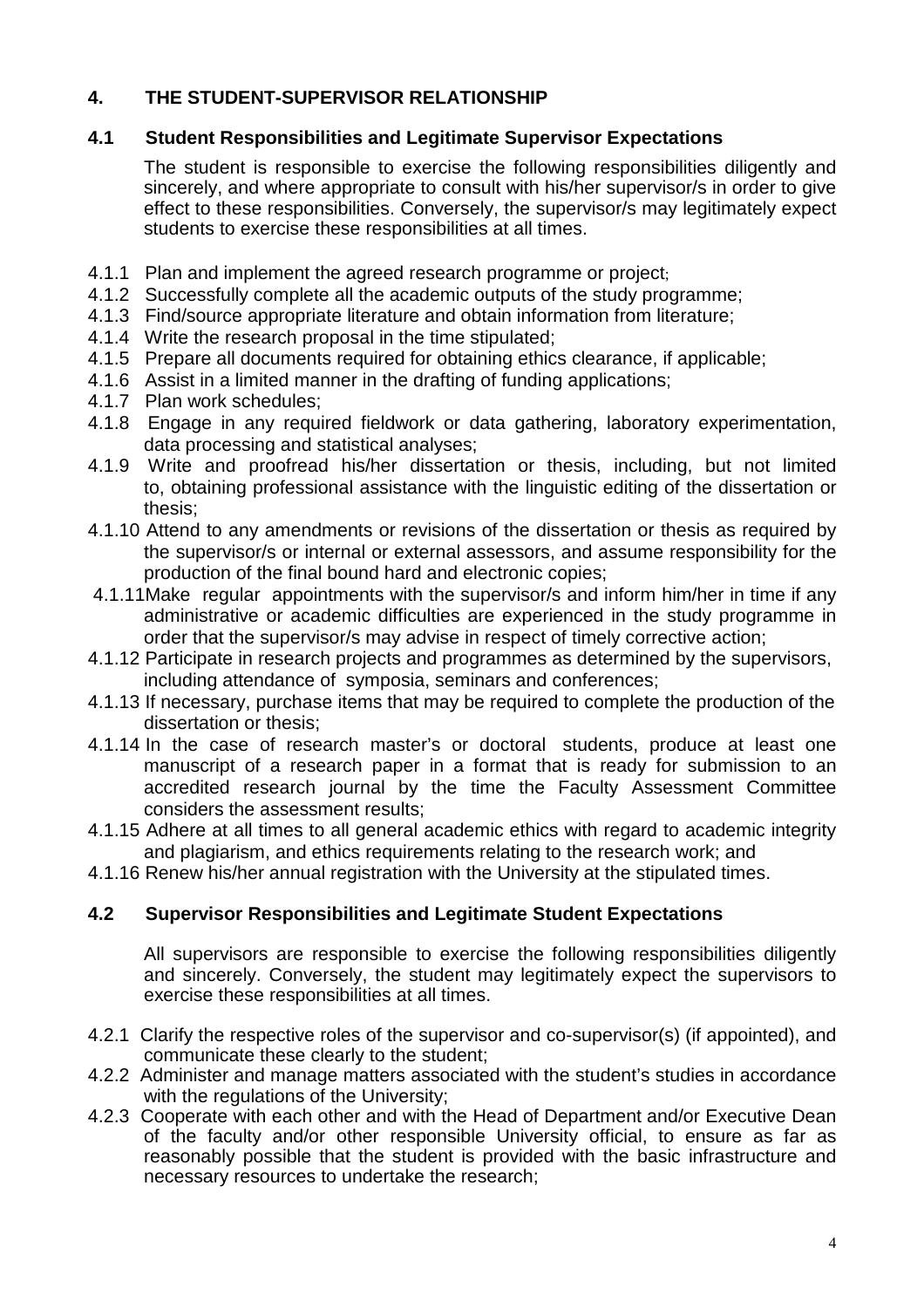## 4. THE STUDENT-SUPERVISOR RELATIONSHIP

### 4.1 Student Responsibilities and Legitimate Supervisor Expectations

The student is responsible to exercise the following responsibilities diligently and sincerely, and where appropriate to consult with his/her supervisor/s in order to give effect to these responsibilities. Conversely, the supervisor/s may legitimately expect students to exercise these responsibilities at all times.

4.1.1 Plan and implement the agreed research programme or project;
4.1.2 Successfully complete all the academic outputs of the study programme;
4.1.3 Find/source appropriate literature and obtain information from literature;
4.1.4 Write the research proposal in the time stipulated;
4.1.5 Prepare all documents required for obtaining ethics clearance, if applicable;
4.1.6 Assist in a limited manner in the drafting of funding applications;
4.1.7 Plan work schedules;
4.1.8 Engage in any required fieldwork or data gathering, laboratory experimentation, data processing and statistical analyses;
4.1.9 Write and proofread his/her dissertation or thesis, including, but not limited to, obtaining professional assistance with the linguistic editing of the dissertation or thesis;
4.1.10 Attend to any amendments or revisions of the dissertation or thesis as required by the supervisor/s or internal or external assessors, and assume responsibility for the production of the final bound hard and electronic copies;
4.1.11 Make regular appointments with the supervisor/s and inform him/her in time if any administrative or academic difficulties are experienced in the study programme in order that the supervisor/s may advise in respect of timely corrective action;
4.1.12 Participate in research projects and programmes as determined by the supervisors, including attendance of symposia, seminars and conferences;
4.1.13 If necessary, purchase items that may be required to complete the production of the dissertation or thesis;
4.1.14 In the case of research master's or doctoral students, produce at least one manuscript of a research paper in a format that is ready for submission to an accredited research journal by the time the Faculty Assessment Committee considers the assessment results;
4.1.15 Adhere at all times to all general academic ethics with regard to academic integrity and plagiarism, and ethics requirements relating to the research work; and
4.1.16 Renew his/her annual registration with the University at the stipulated times.

### 4.2 Supervisor Responsibilities and Legitimate Student Expectations

All supervisors are responsible to exercise the following responsibilities diligently and sincerely. Conversely, the student may legitimately expect the supervisors to exercise these responsibilities at all times.

4.2.1 Clarify the respective roles of the supervisor and co-supervisor(s) (if appointed), and communicate these clearly to the student;
4.2.2 Administer and manage matters associated with the student's studies in accordance with the regulations of the University;
4.2.3 Cooperate with each other and with the Head of Department and/or Executive Dean of the faculty and/or other responsible University official, to ensure as far as reasonably possible that the student is provided with the basic infrastructure and necessary resources to undertake the research;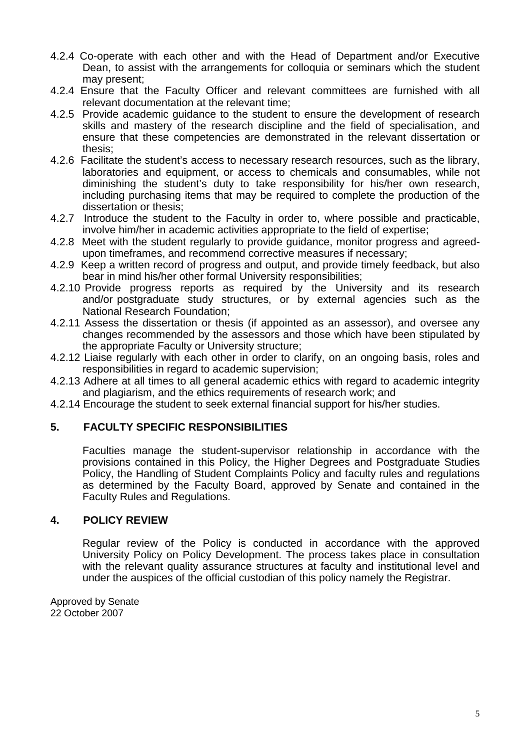4.2.4 Co-operate with each other and with the Head of Department and/or Executive Dean, to assist with the arrangements for colloquia or seminars which the student may present;

4.2.4 Ensure that the Faculty Officer and relevant committees are furnished with all relevant documentation at the relevant time;

4.2.5 Provide academic guidance to the student to ensure the development of research skills and mastery of the research discipline and the field of specialisation, and ensure that these competencies are demonstrated in the relevant dissertation or thesis;

4.2.6 Facilitate the student's access to necessary research resources, such as the library, laboratories and equipment, or access to chemicals and consumables, while not diminishing the student's duty to take responsibility for his/her own research, including purchasing items that may be required to complete the production of the dissertation or thesis;

4.2.7 Introduce the student to the Faculty in order to, where possible and practicable, involve him/her in academic activities appropriate to the field of expertise;

4.2.8 Meet with the student regularly to provide guidance, monitor progress and agreed-upon timeframes, and recommend corrective measures if necessary;

4.2.9 Keep a written record of progress and output, and provide timely feedback, but also bear in mind his/her other formal University responsibilities;

4.2.10 Provide progress reports as required by the University and its research and/or postgraduate study structures, or by external agencies such as the National Research Foundation;

4.2.11 Assess the dissertation or thesis (if appointed as an assessor), and oversee any changes recommended by the assessors and those which have been stipulated by the appropriate Faculty or University structure;

4.2.12 Liaise regularly with each other in order to clarify, on an ongoing basis, roles and responsibilities in regard to academic supervision;

4.2.13 Adhere at all times to all general academic ethics with regard to academic integrity and plagiarism, and the ethics requirements of research work; and

4.2.14 Encourage the student to seek external financial support for his/her studies.

## 5. FACULTY SPECIFIC RESPONSIBILITIES

Faculties manage the student-supervisor relationship in accordance with the provisions contained in this Policy, the Higher Degrees and Postgraduate Studies Policy, the Handling of Student Complaints Policy and faculty rules and regulations as determined by the Faculty Board, approved by Senate and contained in the Faculty Rules and Regulations.

## 4. POLICY REVIEW

Regular review of the Policy is conducted in accordance with the approved University Policy on Policy Development. The process takes place in consultation with the relevant quality assurance structures at faculty and institutional level and under the auspices of the official custodian of this policy namely the Registrar.

Approved by Senate
22 October 2007